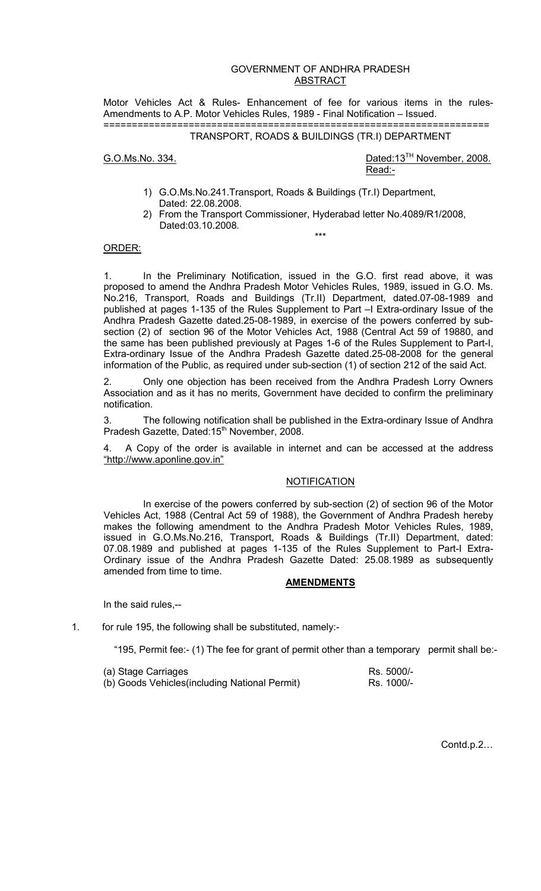GOVERNMENT OF ANDHRA PRADESH
ABSTRACT

Motor Vehicles Act & Rules- Enhancement of fee for various items in the rules- Amendments to A.P. Motor Vehicles Rules, 1989 - Final Notification – Issued.

---

TRANSPORT, ROADS & BUILDINGS (TR.I) DEPARTMENT

G.O.Ms.No. 334. Dated:13[TH] November, 2008.

Read:-

1) G.O.Ms.No.241.Transport, Roads & Buildings (Tr.I) Department, Dated: 22.08.2008.
2) From the Transport Commissioner, Hyderabad letter No.4089/R1/2008, Dated:03.10.2008.

\*\*\*

ORDER:

1. In the Preliminary Notification, issued in the G.O. first read above, it was proposed to amend the Andhra Pradesh Motor Vehicles Rules, 1989, issued in G.O. Ms. No.216, Transport, Roads and Buildings (Tr.II) Department, dated.07-08-1989 and published at pages 1-135 of the Rules Supplement to Part –I Extra-ordinary Issue of the Andhra Pradesh Gazette dated.25-08-1989, in exercise of the powers conferred by sub-section (2) of section 96 of the Motor Vehicles Act, 1988 (Central Act 59 of 19880, and the same has been published previously at Pages 1-6 of the Rules Supplement to Part-I, Extra-ordinary Issue of the Andhra Pradesh Gazette dated.25-08-2008 for the general information of the Public, as required under sub-section (1) of section 212 of the said Act.

2. Only one objection has been received from the Andhra Pradesh Lorry Owners Association and as it has no merits, Government have decided to confirm the preliminary notification.

3. The following notification shall be published in the Extra-ordinary Issue of Andhra Pradesh Gazette, Dated:15[th] November, 2008.

4. A Copy of the order is available in internet and can be accessed at the address "http://www.aponline.gov.in"

NOTIFICATION

In exercise of the powers conferred by sub-section (2) of section 96 of the Motor Vehicles Act, 1988 (Central Act 59 of 1988), the Government of Andhra Pradesh hereby makes the following amendment to the Andhra Pradesh Motor Vehicles Rules, 1989, issued in G.O.Ms.No.216, Transport, Roads & Buildings (Tr.II) Department, dated: 07.08.1989 and published at pages 1-135 of the Rules Supplement to Part-I Extra-Ordinary issue of the Andhra Pradesh Gazette Dated: 25.08.1989 as subsequently amended from time to time.

**AMENDMENTS**

In the said rules,--

1. for rule 195, the following shall be substituted, namely:-

"195, Permit fee:- (1) The fee for grant of permit other than a temporary permit shall be:-

| | |
|---|---|
| (a) Stage Carriages | Rs. 5000/- |
| (b) Goods Vehicles(including National Permit) | Rs. 1000/- |

Contd.p.2…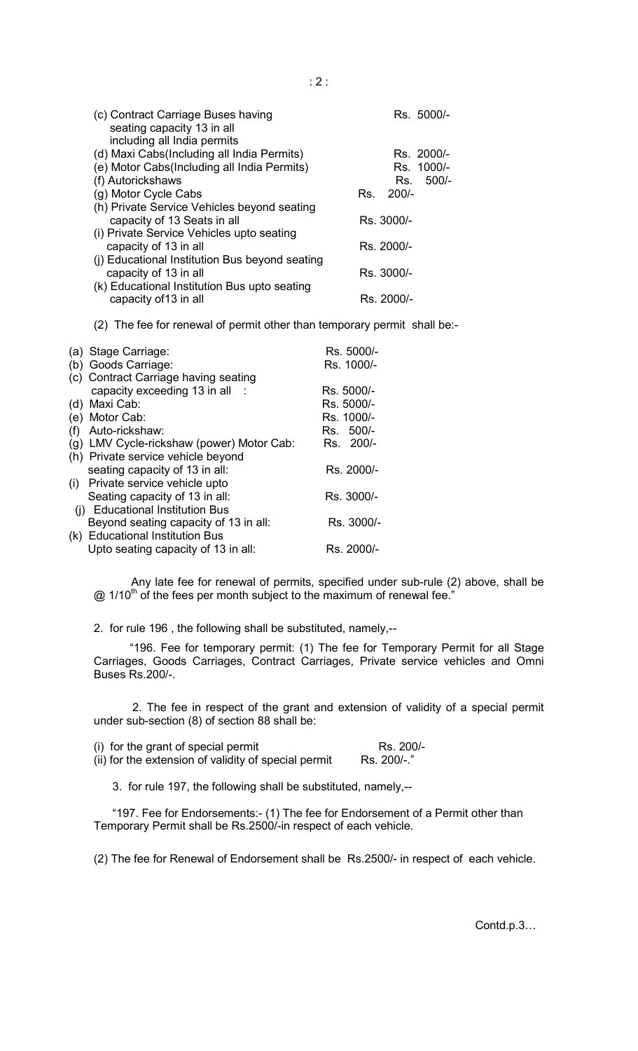| | |
|---|---|
| (c) Contract Carriage Buses having seating capacity 13 in all including all India permits | Rs. 5000/- |
| (d) Maxi Cabs(Including all India Permits) | Rs. 2000/- |
| (e) Motor Cabs(Including all India Permits) | Rs. 1000/- |
| (f) Autorickshaws | Rs. 500/- |
| (g) Motor Cycle Cabs | Rs. 200/- |
| (h) Private Service Vehicles beyond seating capacity of 13 Seats in all | Rs. 3000/- |
| (i) Private Service Vehicles upto seating capacity of 13 in all | Rs. 2000/- |
| (j) Educational Institution Bus beyond seating capacity of 13 in all | Rs. 3000/- |
| (k) Educational Institution Bus upto seating capacity of13 in all | Rs. 2000/- |

(2) The fee for renewal of permit other than temporary permit shall be:-

| | |
|---|---|
| (a) Stage Carriage: | Rs. 5000/- |
| (b) Goods Carriage: | Rs. 1000/- |
| (c) Contract Carriage having seating capacity exceeding 13 in all : | Rs. 5000/- |
| (d) Maxi Cab: | Rs. 5000/- |
| (e) Motor Cab: | Rs. 1000/- |
| (f) Auto-rickshaw: | Rs. 500/- |
| (g) LMV Cycle-rickshaw (power) Motor Cab: | Rs. 200/- |
| (h) Private service vehicle beyond seating capacity of 13 in all: | Rs. 2000/- |
| (i) Private service vehicle upto Seating capacity of 13 in all: | Rs. 3000/- |
| (j) Educational Institution Bus Beyond seating capacity of 13 in all: | Rs. 3000/- |
| (k) Educational Institution Bus Upto seating capacity of 13 in all: | Rs. 2000/- |

Any late fee for renewal of permits, specified under sub-rule (2) above, shall be @ 1/10th of the fees per month subject to the maximum of renewal fee."

2. for rule 196 , the following shall be substituted, namely,--

"196. Fee for temporary permit: (1) The fee for Temporary Permit for all Stage Carriages, Goods Carriages, Contract Carriages, Private service vehicles and Omni Buses Rs.200/-.

2. The fee in respect of the grant and extension of validity of a special permit under sub-section (8) of section 88 shall be:

| | |
|---|---|
| (i) for the grant of special permit | Rs. 200/- |
| (ii) for the extension of validity of special permit | Rs. 200/-." |

3. for rule 197, the following shall be substituted, namely,--

"197. Fee for Endorsements:- (1) The fee for Endorsement of a Permit other than Temporary Permit shall be Rs.2500/-in respect of each vehicle.

(2) The fee for Renewal of Endorsement shall be Rs.2500/- in respect of each vehicle.

Contd.p.3…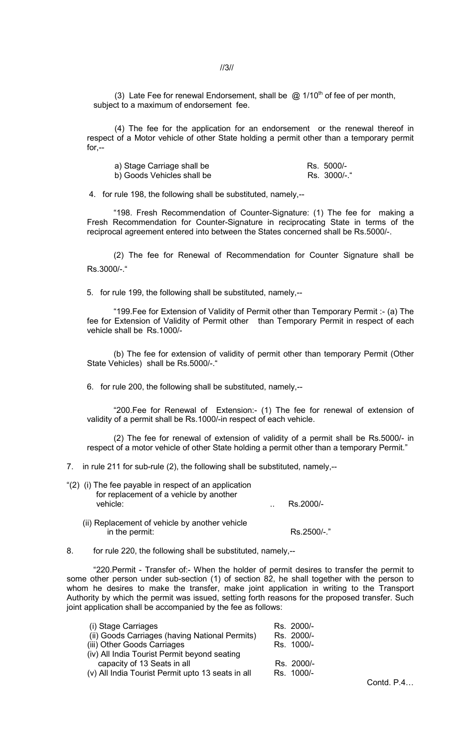(3) Late Fee for renewal Endorsement, shall be @ 1/10th of fee of per month, subject to a maximum of endorsement fee.

(4) The fee for the application for an endorsement or the renewal thereof in respect of a Motor vehicle of other State holding a permit other than a temporary permit for,--

| | |
|---|---|
| a) Stage Carriage shall be | Rs. 5000/- |
| b) Goods Vehicles shall be | Rs. 3000/-." |

4. for rule 198, the following shall be substituted, namely,--

"198. Fresh Recommendation of Counter-Signature: (1) The fee for making a Fresh Recommendation for Counter-Signature in reciprocating State in terms of the reciprocal agreement entered into between the States concerned shall be Rs.5000/-.

(2) The fee for Renewal of Recommendation for Counter Signature shall be Rs.3000/-."

5. for rule 199, the following shall be substituted, namely,--

"199.Fee for Extension of Validity of Permit other than Temporary Permit :- (a) The fee for Extension of Validity of Permit other than Temporary Permit in respect of each vehicle shall be Rs.1000/-

(b) The fee for extension of validity of permit other than temporary Permit (Other State Vehicles) shall be Rs.5000/-."

6. for rule 200, the following shall be substituted, namely,--

"200.Fee for Renewal of Extension:- (1) The fee for renewal of extension of validity of a permit shall be Rs.1000/-in respect of each vehicle.

(2) The fee for renewal of extension of validity of a permit shall be Rs.5000/- in respect of a motor vehicle of other State holding a permit other than a temporary Permit."

7. in rule 211 for sub-rule (2), the following shall be substituted, namely,--

| | |
|---|---|
| "(2) (i) The fee payable in respect of an application for replacement of a vehicle by another vehicle: .. | Rs.2000/- |
| (ii) Replacement of vehicle by another vehicle in the permit: | Rs.2500/-." |

8. for rule 220, the following shall be substituted, namely,--

"220.Permit - Transfer of:- When the holder of permit desires to transfer the permit to some other person under sub-section (1) of section 82, he shall together with the person to whom he desires to make the transfer, make joint application in writing to the Transport Authority by which the permit was issued, setting forth reasons for the proposed transfer. Such joint application shall be accompanied by the fee as follows:

| | |
|---|---|
| (i) Stage Carriages | Rs. 2000/- |
| (ii) Goods Carriages (having National Permits) | Rs. 2000/- |
| (iii) Other Goods Carriages | Rs. 1000/- |
| (iv) All India Tourist Permit beyond seating capacity of 13 Seats in all | Rs. 2000/- |
| (v) All India Tourist Permit upto 13 seats in all | Rs. 1000/- |

Contd. P.4…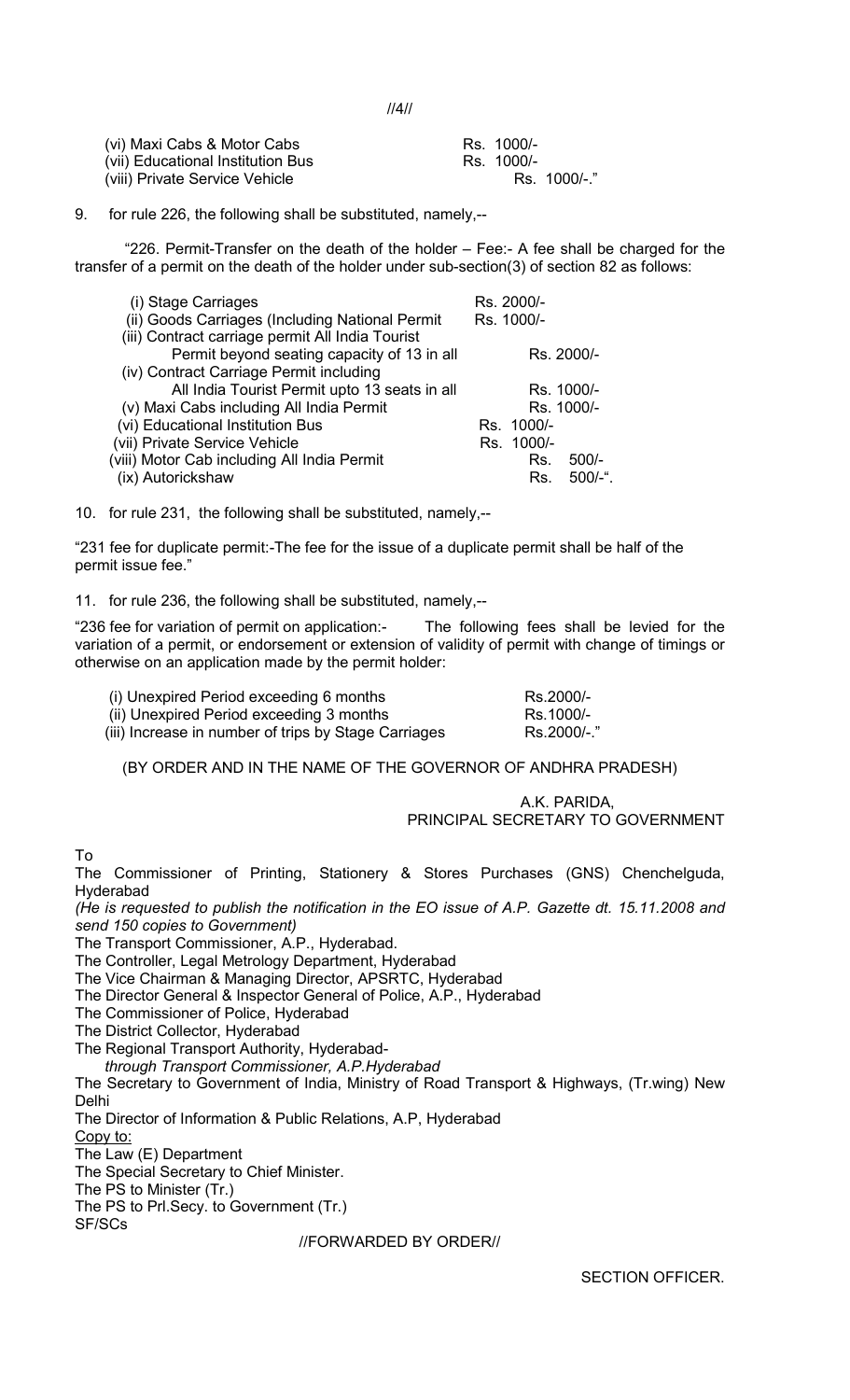| | |
|---|---|
| (vi) Maxi Cabs & Motor Cabs | Rs. 1000/- |
| (vii) Educational Institution Bus | Rs. 1000/- |
| (viii) Private Service Vehicle | Rs. 1000/-." |

9. for rule 226, the following shall be substituted, namely,--

"226. Permit-Transfer on the death of the holder – Fee:- A fee shall be charged for the transfer of a permit on the death of the holder under sub-section(3) of section 82 as follows:

| | |
|---|---|
| (i) Stage Carriages | Rs. 2000/- |
| (ii) Goods Carriages (Including National Permit | Rs. 1000/- |
| (iii) Contract carriage permit All India Tourist Permit beyond seating capacity of 13 in all | Rs. 2000/- |
| (iv) Contract Carriage Permit including All India Tourist Permit upto 13 seats in all | Rs. 1000/- |
| (v) Maxi Cabs including All India Permit | Rs. 1000/- |
| (vi) Educational Institution Bus | Rs. 1000/- |
| (vii) Private Service Vehicle | Rs. 1000/- |
| (viii) Motor Cab including All India Permit | Rs. 500/- |
| (ix) Autorickshaw | Rs. 500/-". |

10. for rule 231, the following shall be substituted, namely,--

"231 fee for duplicate permit:-The fee for the issue of a duplicate permit shall be half of the permit issue fee."

11. for rule 236, the following shall be substituted, namely,--

"236 fee for variation of permit on application:- The following fees shall be levied for the variation of a permit, or endorsement or extension of validity of permit with change of timings or otherwise on an application made by the permit holder:

| | |
|---|---|
| (i) Unexpired Period exceeding 6 months | Rs.2000/- |
| (ii) Unexpired Period exceeding 3 months | Rs.1000/- |
| (iii) Increase in number of trips by Stage Carriages | Rs.2000/-." |

(BY ORDER AND IN THE NAME OF THE GOVERNOR OF ANDHRA PRADESH)

A.K. PARIDA,
PRINCIPAL SECRETARY TO GOVERNMENT

To
The Commissioner of Printing, Stationery & Stores Purchases (GNS) Chenchelguda, Hyderabad
*(He is requested to publish the notification in the EO issue of A.P. Gazette dt. 15.11.2008 and send 150 copies to Government)*
The Transport Commissioner, A.P., Hyderabad.
The Controller, Legal Metrology Department, Hyderabad
The Vice Chairman & Managing Director, APSRTC, Hyderabad
The Director General & Inspector General of Police, A.P., Hyderabad
The Commissioner of Police, Hyderabad
The District Collector, Hyderabad
The Regional Transport Authority, Hyderabad-
*through Transport Commissioner, A.P.Hyderabad*
The Secretary to Government of India, Ministry of Road Transport & Highways, (Tr.wing) New Delhi
The Director of Information & Public Relations, A.P, Hyderabad
Copy to:
The Law (E) Department
The Special Secretary to Chief Minister.
The PS to Minister (Tr.)
The PS to Prl.Secy. to Government (Tr.)
SF/SCs

//FORWARDED BY ORDER//

SECTION OFFICER.